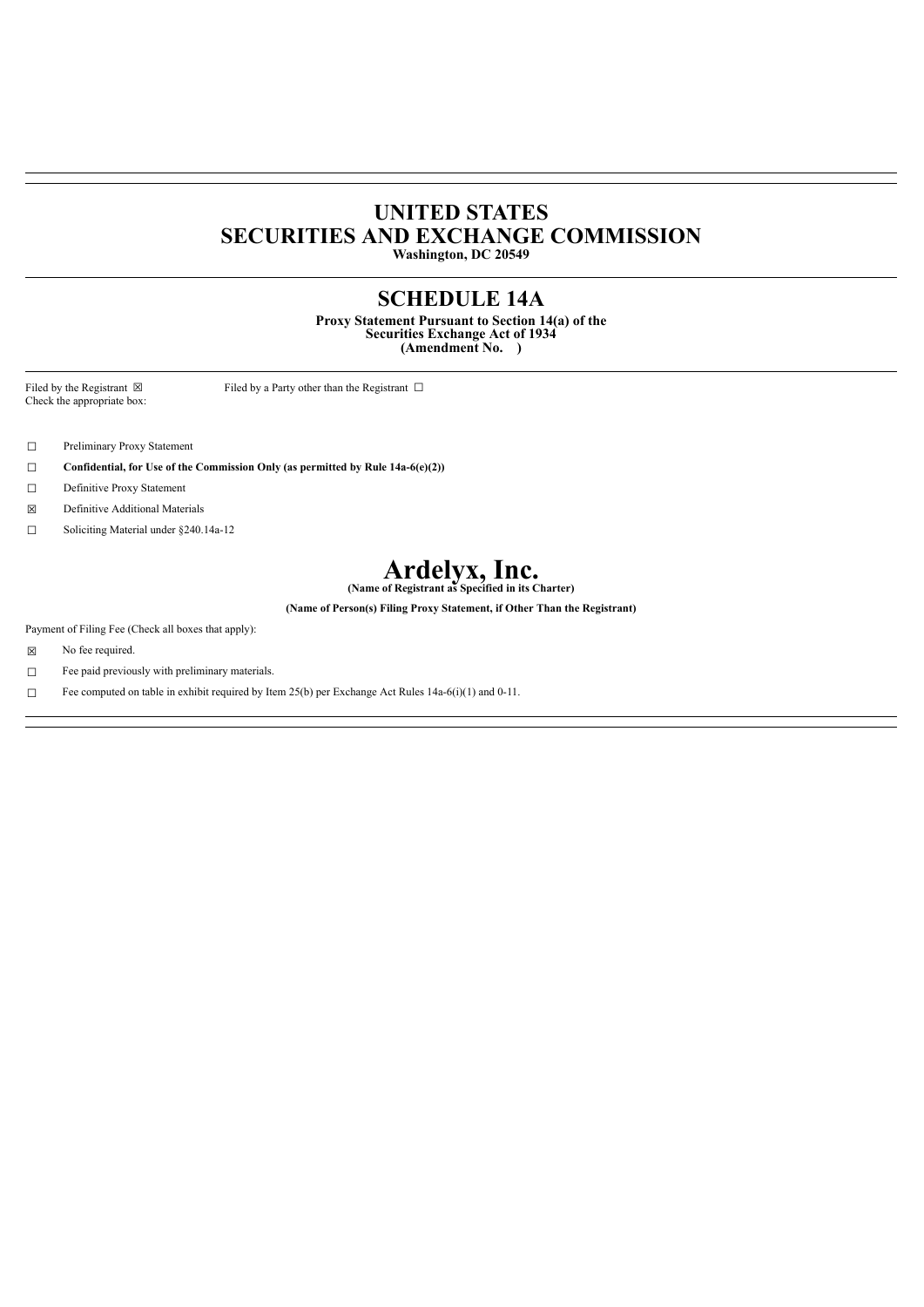# UNITED STATES
# SECURITIES AND EXCHANGE COMMISSION

**Washington, DC 20549**

## SCHEDULE 14A

**Proxy Statement Pursuant to Section 14(a) of the Securities Exchange Act of 1934 (Amendment No. )**

Filed by the Registrant ☒ Filed by a Party other than the Registrant ☐

Check the appropriate box:

☐ Preliminary Proxy Statement

☐ **Confidential, for Use of the Commission Only (as permitted by Rule 14a-6(e)(2))**

☐ Definitive Proxy Statement

☒ Definitive Additional Materials

☐ Soliciting Material under §240.14a-12

# Ardelyx, Inc.

**(Name of Registrant as Specified in its Charter)**

**(Name of Person(s) Filing Proxy Statement, if Other Than the Registrant)**

Payment of Filing Fee (Check all boxes that apply):

☒ No fee required.

☐ Fee paid previously with preliminary materials.

☐ Fee computed on table in exhibit required by Item 25(b) per Exchange Act Rules 14a-6(i)(1) and 0-11.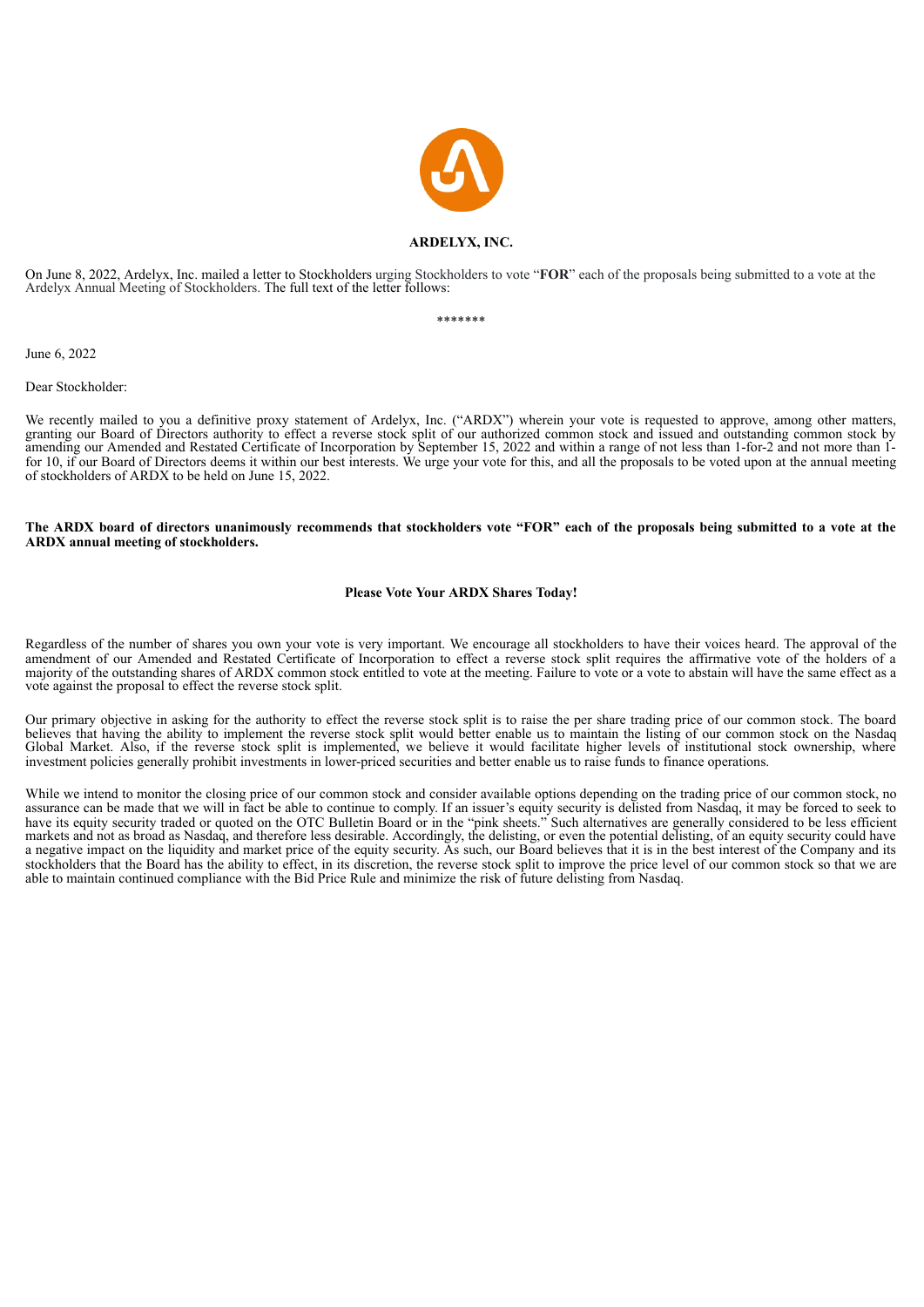**ARDELYX, INC.**

On June 8, 2022, Ardelyx, Inc. mailed a letter to Stockholders urging Stockholders to vote "**FOR**" each of the proposals being submitted to a vote at the Ardelyx Annual Meeting of Stockholders. The full text of the letter follows:

*******

June 6, 2022

Dear Stockholder:

We recently mailed to you a definitive proxy statement of Ardelyx, Inc. ("ARDX") wherein your vote is requested to approve, among other matters, granting our Board of Directors authority to effect a reverse stock split of our authorized common stock and issued and outstanding common stock by amending our Amended and Restated Certificate of Incorporation by September 15, 2022 and within a range of not less than 1-for-2 and not more than 1-for 10, if our Board of Directors deems it within our best interests. We urge your vote for this, and all the proposals to be voted upon at the annual meeting of stockholders of ARDX to be held on June 15, 2022.

**The ARDX board of directors unanimously recommends that stockholders vote "FOR" each of the proposals being submitted to a vote at the ARDX annual meeting of stockholders.**

**Please Vote Your ARDX Shares Today!**

Regardless of the number of shares you own your vote is very important. We encourage all stockholders to have their voices heard. The approval of the amendment of our Amended and Restated Certificate of Incorporation to effect a reverse stock split requires the affirmative vote of the holders of a majority of the outstanding shares of ARDX common stock entitled to vote at the meeting. Failure to vote or a vote to abstain will have the same effect as a vote against the proposal to effect the reverse stock split.

Our primary objective in asking for the authority to effect the reverse stock split is to raise the per share trading price of our common stock. The board believes that having the ability to implement the reverse stock split would better enable us to maintain the listing of our common stock on the Nasdaq Global Market. Also, if the reverse stock split is implemented, we believe it would facilitate higher levels of institutional stock ownership, where investment policies generally prohibit investments in lower-priced securities and better enable us to raise funds to finance operations.

While we intend to monitor the closing price of our common stock and consider available options depending on the trading price of our common stock, no assurance can be made that we will in fact be able to continue to comply. If an issuer's equity security is delisted from Nasdaq, it may be forced to seek to have its equity security traded or quoted on the OTC Bulletin Board or in the "pink sheets." Such alternatives are generally considered to be less efficient markets and not as broad as Nasdaq, and therefore less desirable. Accordingly, the delisting, or even the potential delisting, of an equity security could have a negative impact on the liquidity and market price of the equity security. As such, our Board believes that it is in the best interest of the Company and its stockholders that the Board has the ability to effect, in its discretion, the reverse stock split to improve the price level of our common stock so that we are able to maintain continued compliance with the Bid Price Rule and minimize the risk of future delisting from Nasdaq.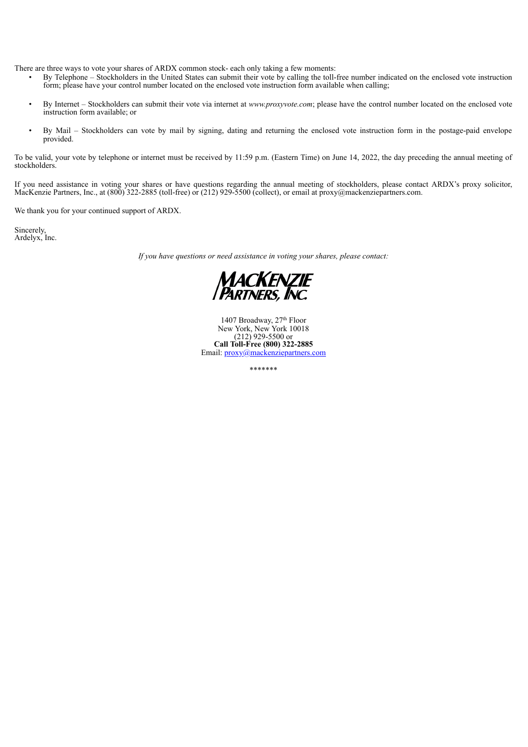There are three ways to vote your shares of ARDX common stock- each only taking a few moments:

- By Telephone – Stockholders in the United States can submit their vote by calling the toll-free number indicated on the enclosed vote instruction form; please have your control number located on the enclosed vote instruction form available when calling;
- By Internet – Stockholders can submit their vote via internet at *www.proxyvote.com*; please have the control number located on the enclosed vote instruction form available; or
- By Mail – Stockholders can vote by mail by signing, dating and returning the enclosed vote instruction form in the postage-paid envelope provided.

To be valid, your vote by telephone or internet must be received by 11:59 p.m. (Eastern Time) on June 14, 2022, the day preceding the annual meeting of stockholders.

If you need assistance in voting your shares or have questions regarding the annual meeting of stockholders, please contact ARDX's proxy solicitor, MacKenzie Partners, Inc., at (800) 322-2885 (toll-free) or (212) 929-5500 (collect), or email at proxy@mackenziepartners.com.

We thank you for your continued support of ARDX.

Sincerely,
Ardelyx, Inc.

*If you have questions or need assistance in voting your shares, please contact:*

MACKENZIE PARTNERS, INC.

1407 Broadway, 27th Floor
New York, New York 10018
(212) 929-5500 or
**Call Toll-Free (800) 322-2885**
Email: proxy@mackenziepartners.com

*******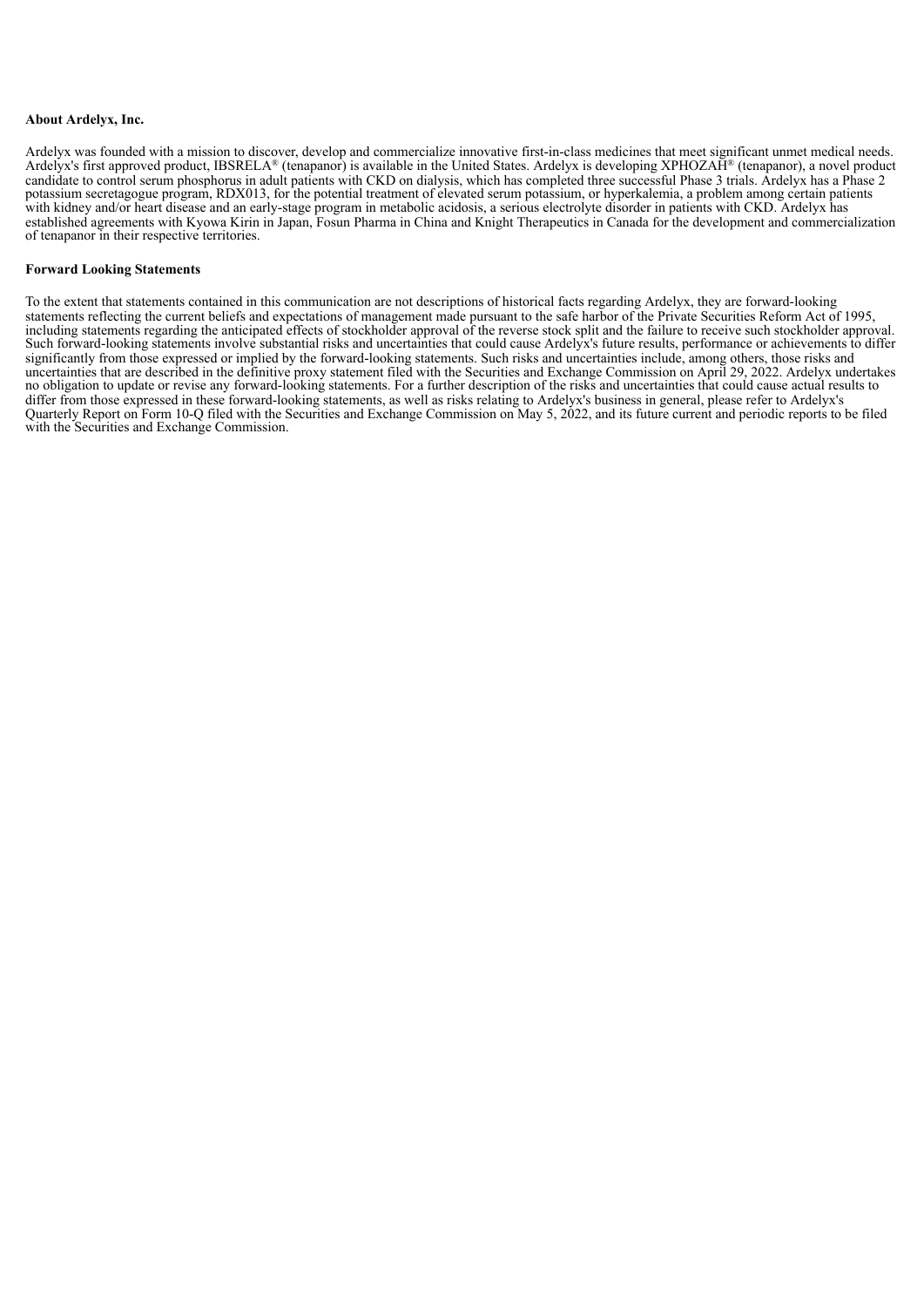**About Ardelyx, Inc.**

Ardelyx was founded with a mission to discover, develop and commercialize innovative first-in-class medicines that meet significant unmet medical needs. Ardelyx's first approved product, IBSRELA® (tenapanor) is available in the United States. Ardelyx is developing XPHOZAH® (tenapanor), a novel product candidate to control serum phosphorus in adult patients with CKD on dialysis, which has completed three successful Phase 3 trials. Ardelyx has a Phase 2 potassium secretagogue program, RDX013, for the potential treatment of elevated serum potassium, or hyperkalemia, a problem among certain patients with kidney and/or heart disease and an early-stage program in metabolic acidosis, a serious electrolyte disorder in patients with CKD. Ardelyx has established agreements with Kyowa Kirin in Japan, Fosun Pharma in China and Knight Therapeutics in Canada for the development and commercialization of tenapanor in their respective territories.

**Forward Looking Statements**

To the extent that statements contained in this communication are not descriptions of historical facts regarding Ardelyx, they are forward-looking statements reflecting the current beliefs and expectations of management made pursuant to the safe harbor of the Private Securities Reform Act of 1995, including statements regarding the anticipated effects of stockholder approval of the reverse stock split and the failure to receive such stockholder approval. Such forward-looking statements involve substantial risks and uncertainties that could cause Ardelyx's future results, performance or achievements to differ significantly from those expressed or implied by the forward-looking statements. Such risks and uncertainties include, among others, those risks and uncertainties that are described in the definitive proxy statement filed with the Securities and Exchange Commission on April 29, 2022. Ardelyx undertakes no obligation to update or revise any forward-looking statements. For a further description of the risks and uncertainties that could cause actual results to differ from those expressed in these forward-looking statements, as well as risks relating to Ardelyx's business in general, please refer to Ardelyx's Quarterly Report on Form 10-Q filed with the Securities and Exchange Commission on May 5, 2022, and its future current and periodic reports to be filed with the Securities and Exchange Commission.